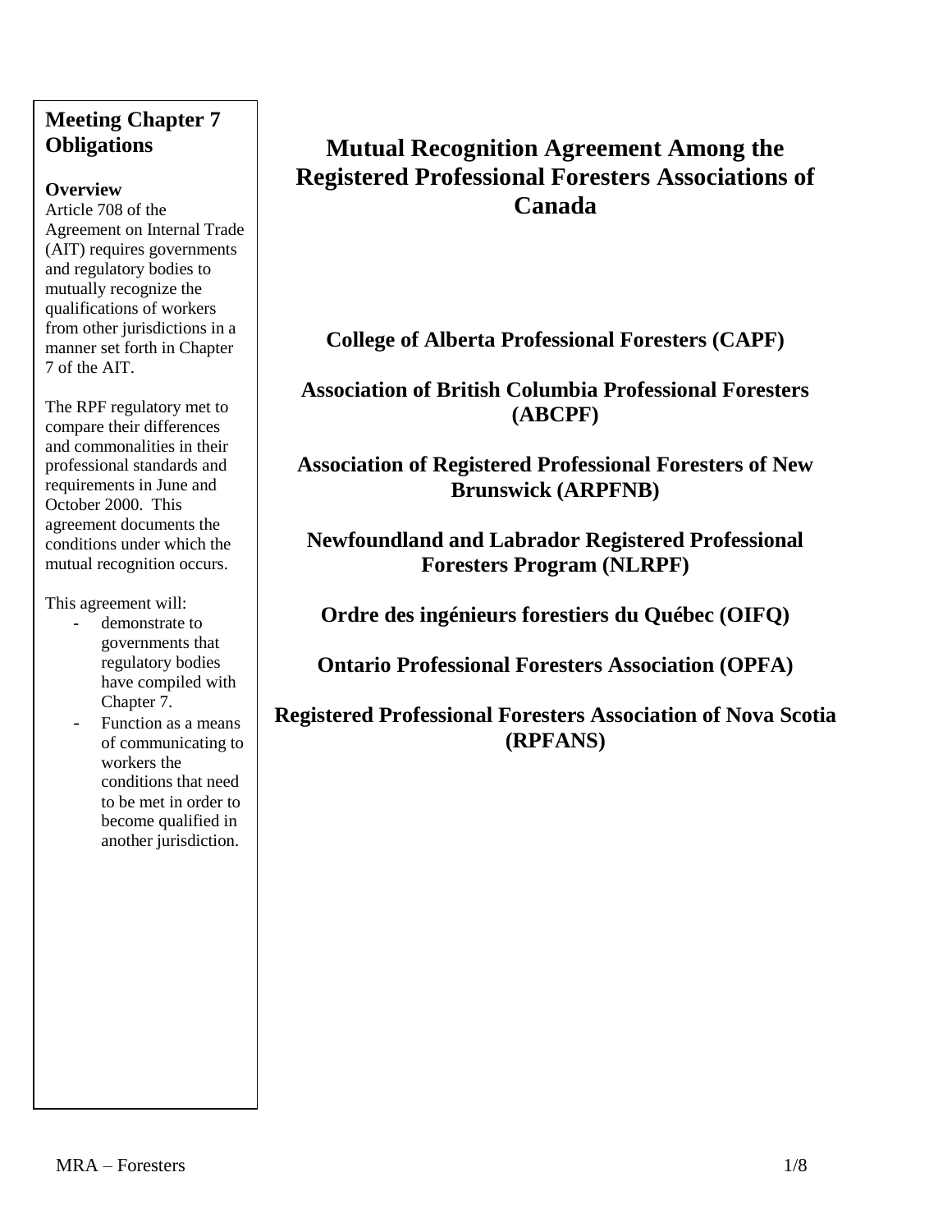# Mutual Recognition Agreement Among the Registered Professional Foresters Associations of Canada

**College of Alberta Professional Foresters (CAPF)**

**Association of British Columbia Professional Foresters (ABCPF)**

**Association of Registered Professional Foresters of New Brunswick (ARPFNB)**

**Newfoundland and Labrador Registered Professional Foresters Program (NLRPF)**

**Ordre des ingénieurs forestiers du Québec (OIFQ)**

**Ontario Professional Foresters Association (OPFA)**

**Registered Professional Foresters Association of Nova Scotia (RPFANS)**

## Meeting Chapter 7 Obligations

### Overview

Article 708 of the Agreement on Internal Trade (AIT) requires governments and regulatory bodies to mutually recognize the qualifications of workers from other jurisdictions in a manner set forth in Chapter 7 of the AIT.

The RPF regulatory met to compare their differences and commonalities in their professional standards and requirements in June and October 2000. This agreement documents the conditions under which the mutual recognition occurs.

This agreement will:

- demonstrate to governments that regulatory bodies have compiled with Chapter 7.
- Function as a means of communicating to workers the conditions that need to be met in order to become qualified in another jurisdiction.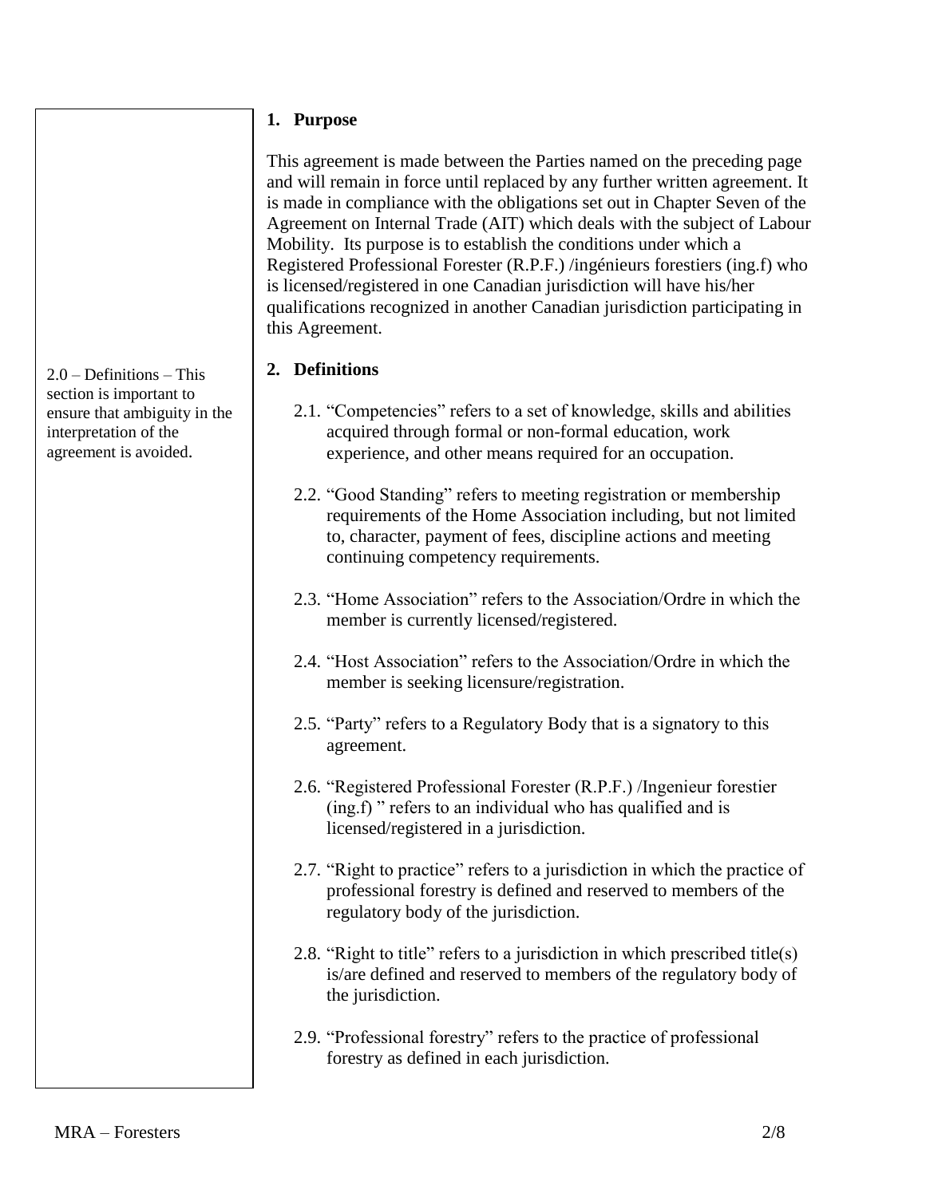## 1. Purpose

This agreement is made between the Parties named on the preceding page and will remain in force until replaced by any further written agreement. It is made in compliance with the obligations set out in Chapter Seven of the Agreement on Internal Trade (AIT) which deals with the subject of Labour Mobility. Its purpose is to establish the conditions under which a Registered Professional Forester (R.P.F.) /ingénieurs forestiers (ing.f) who is licensed/registered in one Canadian jurisdiction will have his/her qualifications recognized in another Canadian jurisdiction participating in this Agreement.

## 2. Definitions

2.0 – Definitions – This section is important to ensure that ambiguity in the interpretation of the agreement is avoided.

2.1. "Competencies" refers to a set of knowledge, skills and abilities acquired through formal or non-formal education, work experience, and other means required for an occupation.

2.2. "Good Standing" refers to meeting registration or membership requirements of the Home Association including, but not limited to, character, payment of fees, discipline actions and meeting continuing competency requirements.

2.3. "Home Association" refers to the Association/Ordre in which the member is currently licensed/registered.

2.4. "Host Association" refers to the Association/Ordre in which the member is seeking licensure/registration.

2.5. "Party" refers to a Regulatory Body that is a signatory to this agreement.

2.6. "Registered Professional Forester (R.P.F.) /Ingenieur forestier (ing.f) " refers to an individual who has qualified and is licensed/registered in a jurisdiction.

2.7. "Right to practice" refers to a jurisdiction in which the practice of professional forestry is defined and reserved to members of the regulatory body of the jurisdiction.

2.8. "Right to title" refers to a jurisdiction in which prescribed title(s) is/are defined and reserved to members of the regulatory body of the jurisdiction.

2.9. "Professional forestry" refers to the practice of professional forestry as defined in each jurisdiction.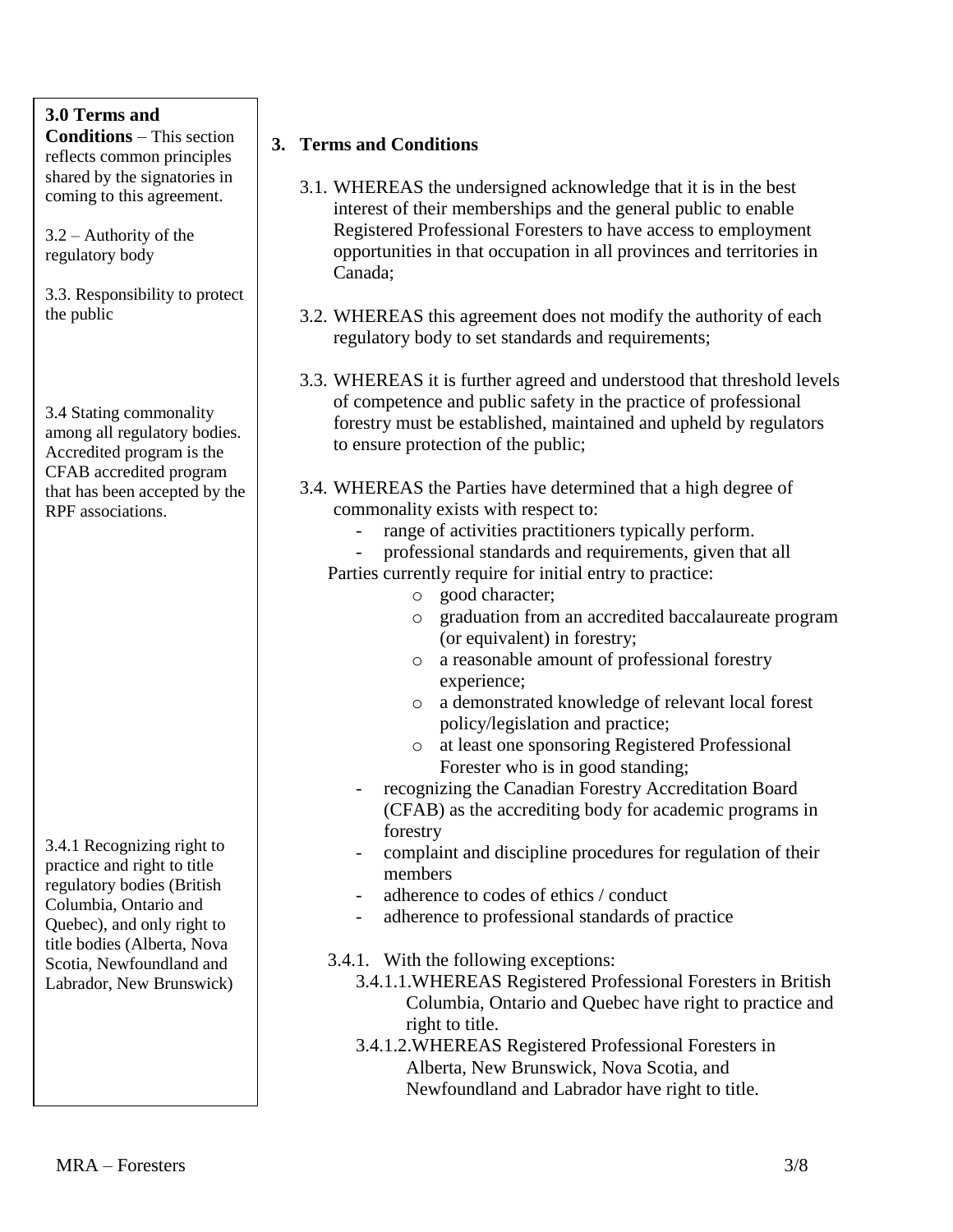**3.0 Terms and Conditions** – This section reflects common principles shared by the signatories in coming to this agreement.

3.2 – Authority of the regulatory body

3.3. Responsibility to protect the public

3.4 Stating commonality among all regulatory bodies. Accredited program is the CFAB accredited program that has been accepted by the RPF associations.

3.4.1 Recognizing right to practice and right to title regulatory bodies (British Columbia, Ontario and Quebec), and only right to title bodies (Alberta, Nova Scotia, Newfoundland and Labrador, New Brunswick)

## 3. Terms and Conditions

3.1. WHEREAS the undersigned acknowledge that it is in the best interest of their memberships and the general public to enable Registered Professional Foresters to have access to employment opportunities in that occupation in all provinces and territories in Canada;

3.2. WHEREAS this agreement does not modify the authority of each regulatory body to set standards and requirements;

3.3. WHEREAS it is further agreed and understood that threshold levels of competence and public safety in the practice of professional forestry must be established, maintained and upheld by regulators to ensure protection of the public;

3.4. WHEREAS the Parties have determined that a high degree of commonality exists with respect to:

- range of activities practitioners typically perform.
- professional standards and requirements, given that all Parties currently require for initial entry to practice:
  - good character;
  - graduation from an accredited baccalaureate program (or equivalent) in forestry;
  - a reasonable amount of professional forestry experience;
  - a demonstrated knowledge of relevant local forest policy/legislation and practice;
  - at least one sponsoring Registered Professional Forester who is in good standing;
- recognizing the Canadian Forestry Accreditation Board (CFAB) as the accrediting body for academic programs in forestry
- complaint and discipline procedures for regulation of their members
- adherence to codes of ethics / conduct
- adherence to professional standards of practice

3.4.1. With the following exceptions:

3.4.1.1. WHEREAS Registered Professional Foresters in British Columbia, Ontario and Quebec have right to practice and right to title.

3.4.1.2. WHEREAS Registered Professional Foresters in Alberta, New Brunswick, Nova Scotia, and Newfoundland and Labrador have right to title.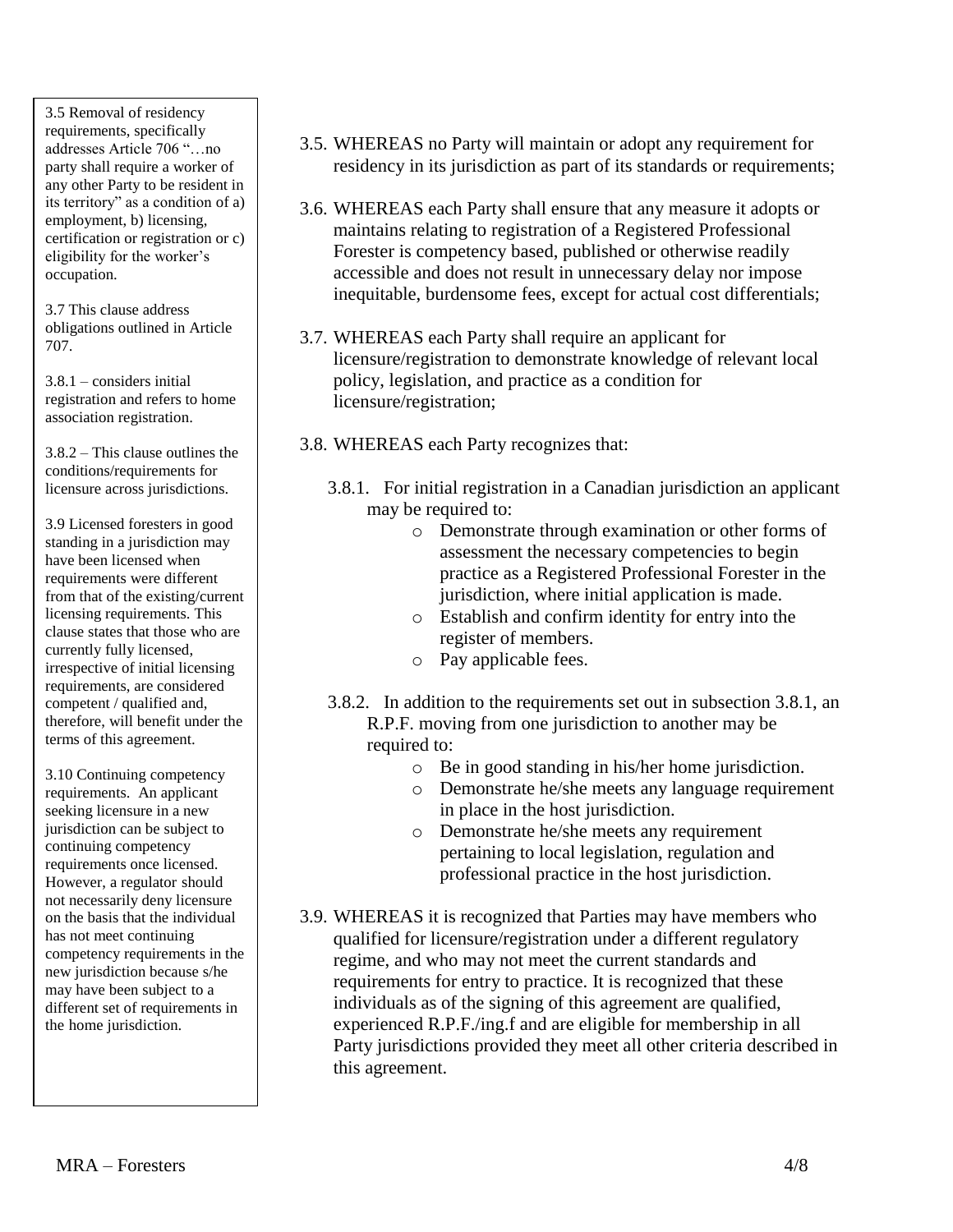3.5 Removal of residency requirements, specifically addresses Article 706 "…no party shall require a worker of any other Party to be resident in its territory" as a condition of a) employment, b) licensing, certification or registration or c) eligibility for the worker's occupation.

3.7 This clause address obligations outlined in Article 707.

3.8.1 – considers initial registration and refers to home association registration.

3.8.2 – This clause outlines the conditions/requirements for licensure across jurisdictions.

3.9 Licensed foresters in good standing in a jurisdiction may have been licensed when requirements were different from that of the existing/current licensing requirements. This clause states that those who are currently fully licensed, irrespective of initial licensing requirements, are considered competent / qualified and, therefore, will benefit under the terms of this agreement.

3.10 Continuing competency requirements. An applicant seeking licensure in a new jurisdiction can be subject to continuing competency requirements once licensed. However, a regulator should not necessarily deny licensure on the basis that the individual has not meet continuing competency requirements in the new jurisdiction because s/he may have been subject to a different set of requirements in the home jurisdiction.

3.5. WHEREAS no Party will maintain or adopt any requirement for residency in its jurisdiction as part of its standards or requirements;

3.6. WHEREAS each Party shall ensure that any measure it adopts or maintains relating to registration of a Registered Professional Forester is competency based, published or otherwise readily accessible and does not result in unnecessary delay nor impose inequitable, burdensome fees, except for actual cost differentials;

3.7. WHEREAS each Party shall require an applicant for licensure/registration to demonstrate knowledge of relevant local policy, legislation, and practice as a condition for licensure/registration;

3.8. WHEREAS each Party recognizes that:

3.8.1. For initial registration in a Canadian jurisdiction an applicant may be required to:

- Demonstrate through examination or other forms of assessment the necessary competencies to begin practice as a Registered Professional Forester in the jurisdiction, where initial application is made.
- Establish and confirm identity for entry into the register of members.
- Pay applicable fees.

3.8.2. In addition to the requirements set out in subsection 3.8.1, an R.P.F. moving from one jurisdiction to another may be required to:

- Be in good standing in his/her home jurisdiction.
- Demonstrate he/she meets any language requirement in place in the host jurisdiction.
- Demonstrate he/she meets any requirement pertaining to local legislation, regulation and professional practice in the host jurisdiction.

3.9. WHEREAS it is recognized that Parties may have members who qualified for licensure/registration under a different regulatory regime, and who may not meet the current standards and requirements for entry to practice. It is recognized that these individuals as of the signing of this agreement are qualified, experienced R.P.F./ing.f and are eligible for membership in all Party jurisdictions provided they meet all other criteria described in this agreement.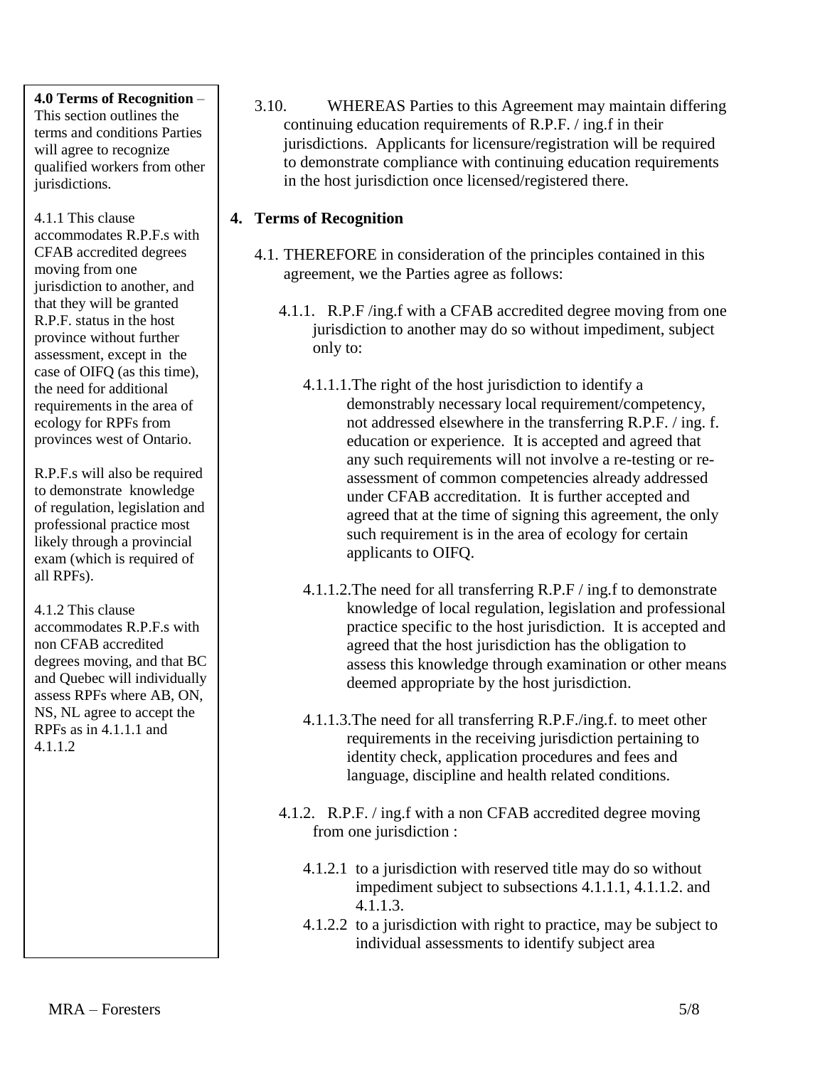**4.0 Terms of Recognition** – This section outlines the terms and conditions Parties will agree to recognize qualified workers from other jurisdictions.

4.1.1 This clause accommodates R.P.F.s with CFAB accredited degrees moving from one jurisdiction to another, and that they will be granted R.P.F. status in the host province without further assessment, except in the case of OIFQ (as this time), the need for additional requirements in the area of ecology for RPFs from provinces west of Ontario.

R.P.F.s will also be required to demonstrate knowledge of regulation, legislation and professional practice most likely through a provincial exam (which is required of all RPFs).

4.1.2 This clause accommodates R.P.F.s with non CFAB accredited degrees moving, and that BC and Quebec will individually assess RPFs where AB, ON, NS, NL agree to accept the RPFs as in 4.1.1.1 and 4.1.1.2

3.10. WHEREAS Parties to this Agreement may maintain differing continuing education requirements of R.P.F. / ing.f in their jurisdictions. Applicants for licensure/registration will be required to demonstrate compliance with continuing education requirements in the host jurisdiction once licensed/registered there.

## 4. Terms of Recognition

4.1. THEREFORE in consideration of the principles contained in this agreement, we the Parties agree as follows:

4.1.1. R.P.F /ing.f with a CFAB accredited degree moving from one jurisdiction to another may do so without impediment, subject only to:

4.1.1.1. The right of the host jurisdiction to identify a demonstrably necessary local requirement/competency, not addressed elsewhere in the transferring R.P.F. / ing. f. education or experience. It is accepted and agreed that any such requirements will not involve a re-testing or re-assessment of common competencies already addressed under CFAB accreditation. It is further accepted and agreed that at the time of signing this agreement, the only such requirement is in the area of ecology for certain applicants to OIFQ.

4.1.1.2. The need for all transferring R.P.F / ing.f to demonstrate knowledge of local regulation, legislation and professional practice specific to the host jurisdiction. It is accepted and agreed that the host jurisdiction has the obligation to assess this knowledge through examination or other means deemed appropriate by the host jurisdiction.

4.1.1.3. The need for all transferring R.P.F./ing.f. to meet other requirements in the receiving jurisdiction pertaining to identity check, application procedures and fees and language, discipline and health related conditions.

4.1.2. R.P.F. / ing.f with a non CFAB accredited degree moving from one jurisdiction :

4.1.2.1 to a jurisdiction with reserved title may do so without impediment subject to subsections 4.1.1.1, 4.1.1.2. and 4.1.1.3.

4.1.2.2 to a jurisdiction with right to practice, may be subject to individual assessments to identify subject area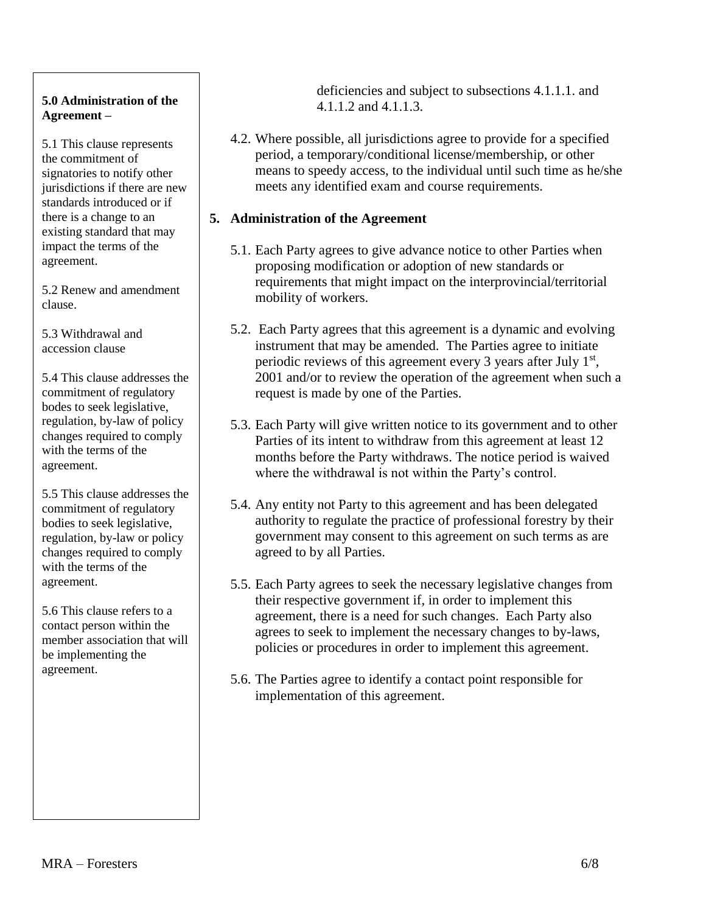**5.0 Administration of the Agreement –**

5.1 This clause represents the commitment of signatories to notify other jurisdictions if there are new standards introduced or if there is a change to an existing standard that may impact the terms of the agreement.

5.2 Renew and amendment clause.

5.3 Withdrawal and accession clause

5.4 This clause addresses the commitment of regulatory bodes to seek legislative, regulation, by-law of policy changes required to comply with the terms of the agreement.

5.5 This clause addresses the commitment of regulatory bodies to seek legislative, regulation, by-law or policy changes required to comply with the terms of the agreement.

5.6 This clause refers to a contact person within the member association that will be implementing the agreement.

---

deficiencies and subject to subsections 4.1.1.1. and 4.1.1.2 and 4.1.1.3.

4.2. Where possible, all jurisdictions agree to provide for a specified period, a temporary/conditional license/membership, or other means to speedy access, to the individual until such time as he/she meets any identified exam and course requirements.

## 5. Administration of the Agreement

5.1. Each Party agrees to give advance notice to other Parties when proposing modification or adoption of new standards or requirements that might impact on the interprovincial/territorial mobility of workers.

5.2. Each Party agrees that this agreement is a dynamic and evolving instrument that may be amended. The Parties agree to initiate periodic reviews of this agreement every 3 years after July 1st, 2001 and/or to review the operation of the agreement when such a request is made by one of the Parties.

5.3. Each Party will give written notice to its government and to other Parties of its intent to withdraw from this agreement at least 12 months before the Party withdraws. The notice period is waived where the withdrawal is not within the Party's control.

5.4. Any entity not Party to this agreement and has been delegated authority to regulate the practice of professional forestry by their government may consent to this agreement on such terms as are agreed to by all Parties.

5.5. Each Party agrees to seek the necessary legislative changes from their respective government if, in order to implement this agreement, there is a need for such changes. Each Party also agrees to seek to implement the necessary changes to by-laws, policies or procedures in order to implement this agreement.

5.6. The Parties agree to identify a contact point responsible for implementation of this agreement.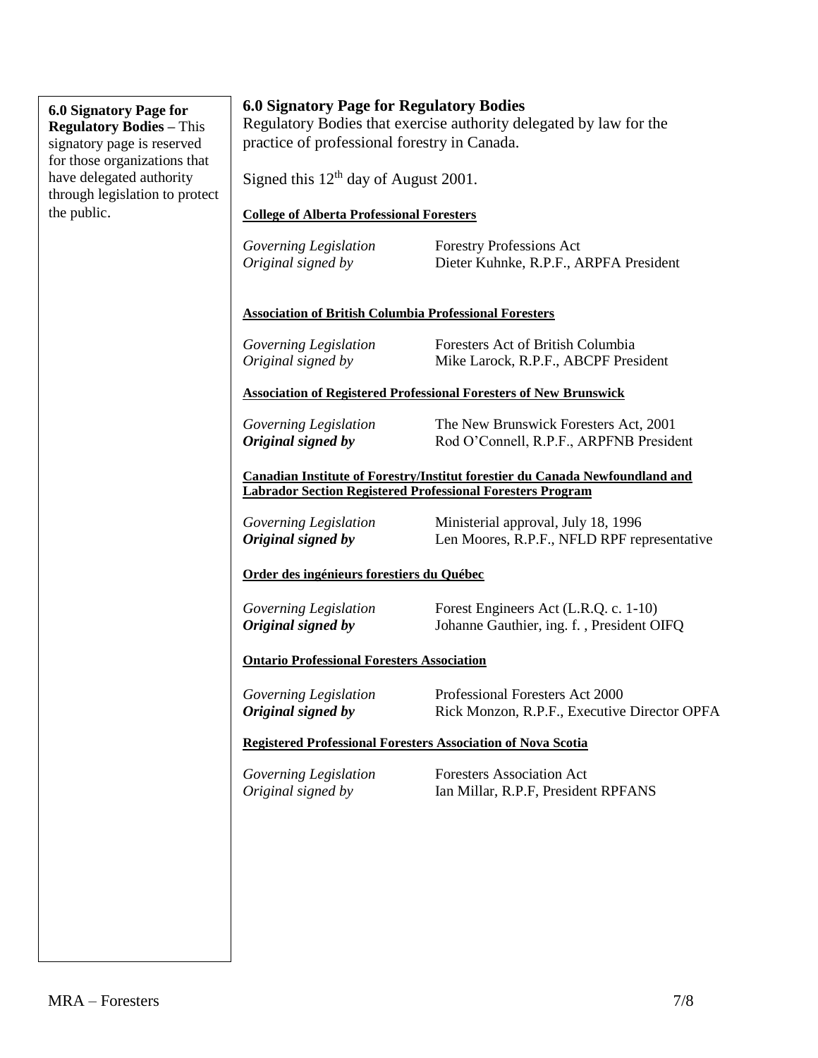**6.0 Signatory Page for Regulatory Bodies** – This signatory page is reserved for those organizations that have delegated authority through legislation to protect the public.

## 6.0 Signatory Page for Regulatory Bodies

Regulatory Bodies that exercise authority delegated by law for the practice of professional forestry in Canada.

Signed this 12th day of August 2001.

**College of Alberta Professional Foresters**

*Governing Legislation* Forestry Professions Act
*Original signed by* Dieter Kuhnke, R.P.F., ARPFA President

**Association of British Columbia Professional Foresters**

*Governing Legislation* Foresters Act of British Columbia
*Original signed by* Mike Larock, R.P.F., ABCPF President

**Association of Registered Professional Foresters of New Brunswick**

*Governing Legislation* The New Brunswick Foresters Act, 2001
***Original signed by*** Rod O'Connell, R.P.F., ARPFNB President

**Canadian Institute of Forestry/Institut forestier du Canada Newfoundland and Labrador Section Registered Professional Foresters Program**

*Governing Legislation* Ministerial approval, July 18, 1996
***Original signed by*** Len Moores, R.P.F., NFLD RPF representative

**Order des ingénieurs forestiers du Québec**

*Governing Legislation* Forest Engineers Act (L.R.Q. c. 1-10)
***Original signed by*** Johanne Gauthier, ing. f. , President OIFQ

**Ontario Professional Foresters Association**

*Governing Legislation* Professional Foresters Act 2000
***Original signed by*** Rick Monzon, R.P.F., Executive Director OPFA

**Registered Professional Foresters Association of Nova Scotia**

*Governing Legislation* Foresters Association Act
*Original signed by* Ian Millar, R.P.F, President RPFANS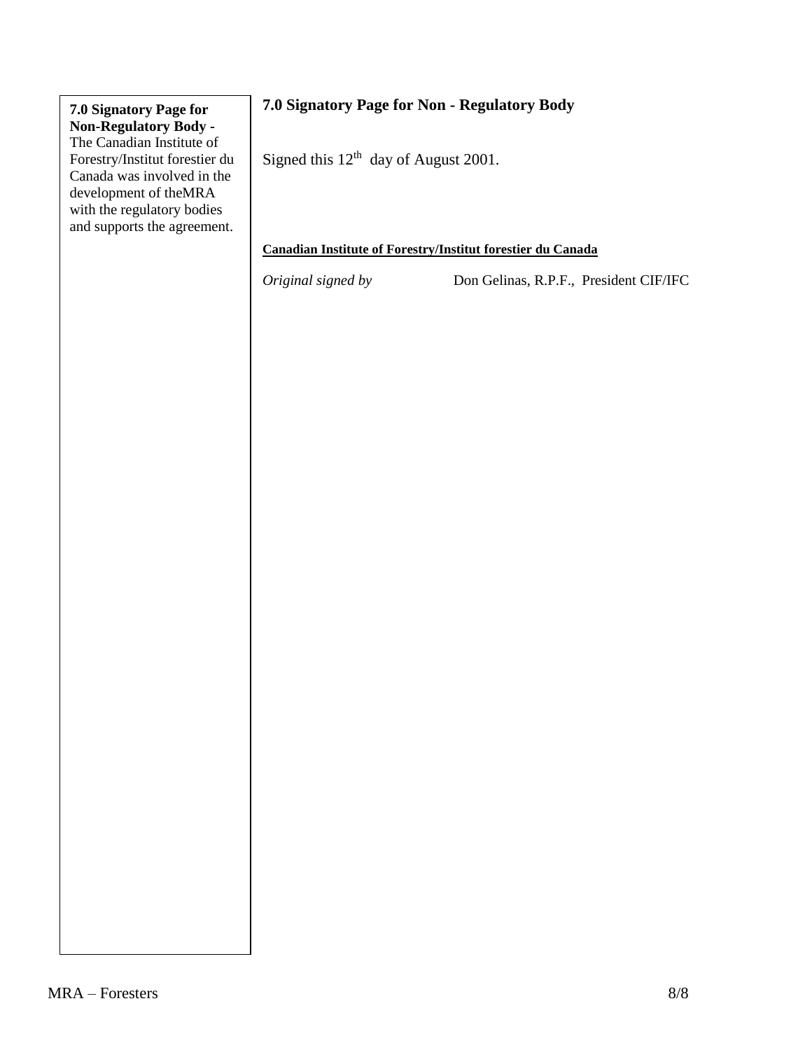**7.0 Signatory Page for Non-Regulatory Body -** The Canadian Institute of Forestry/Institut forestier du Canada was involved in the development of theMRA with the regulatory bodies and supports the agreement.

## 7.0 Signatory Page for Non - Regulatory Body

Signed this 12th day of August 2001.

**Canadian Institute of Forestry/Institut forestier du Canada**

*Original signed by* Don Gelinas, R.P.F., President CIF/IFC